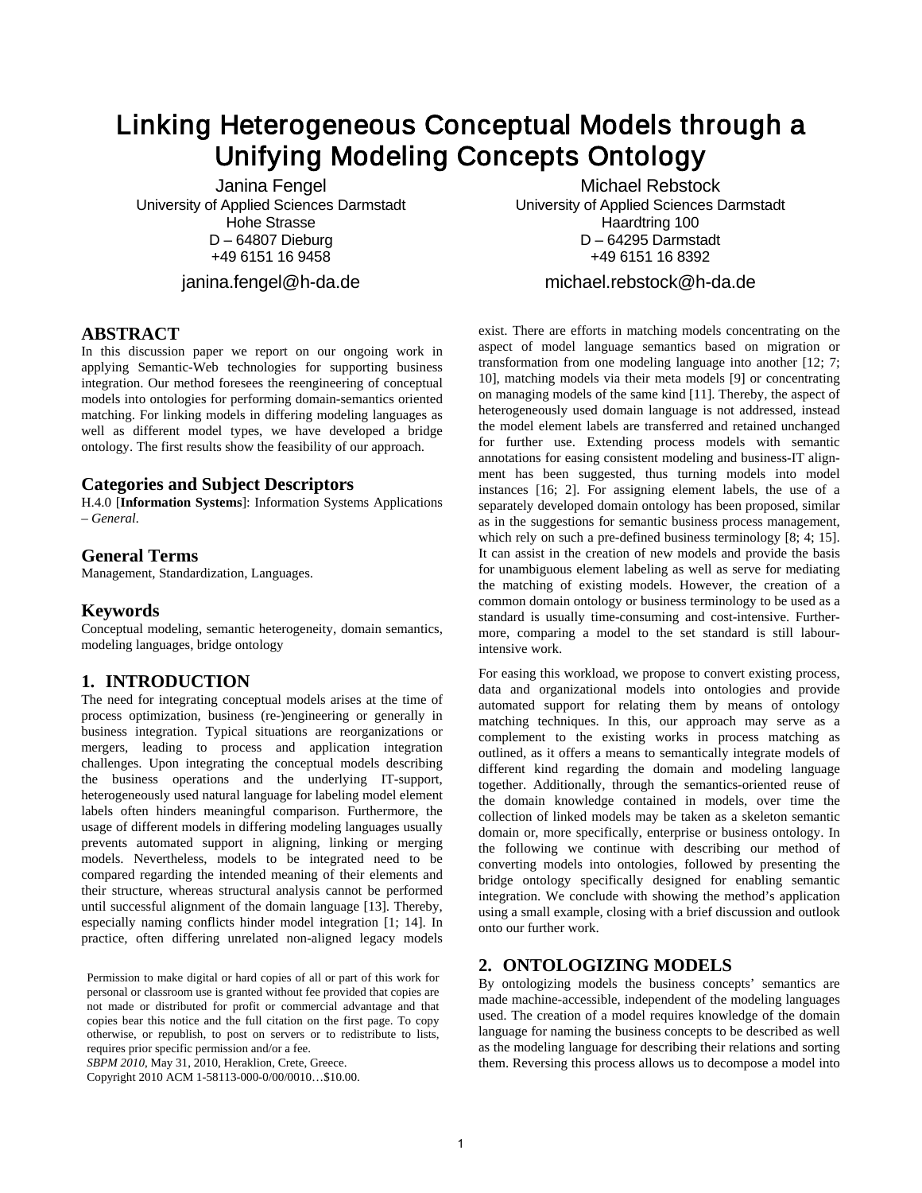# Linking Heterogeneous Conceptual Models through a Unifying Modeling Concepts Ontology

Janina Fengel
University of Applied Sciences Darmstadt
Hohe Strasse
D – 64807 Dieburg
+49 6151 16 9458
janina.fengel@h-da.de

Michael Rebstock
University of Applied Sciences Darmstadt
Haardtring 100
D – 64295 Darmstadt
+49 6151 16 8392
michael.rebstock@h-da.de

## ABSTRACT

In this discussion paper we report on our ongoing work in applying Semantic-Web technologies for supporting business integration. Our method foresees the reengineering of conceptual models into ontologies for performing domain-semantics oriented matching. For linking models in differing modeling languages as well as different model types, we have developed a bridge ontology. The first results show the feasibility of our approach.

### Categories and Subject Descriptors

H.4.0 [**Information Systems**]: Information Systems Applications – *General.*

### General Terms

Management, Standardization, Languages.

### Keywords

Conceptual modeling, semantic heterogeneity, domain semantics, modeling languages, bridge ontology

## 1. INTRODUCTION

The need for integrating conceptual models arises at the time of process optimization, business (re-)engineering or generally in business integration. Typical situations are reorganizations or mergers, leading to process and application integration challenges. Upon integrating the conceptual models describing the business operations and the underlying IT-support, heterogeneously used natural language for labeling model element labels often hinders meaningful comparison. Furthermore, the usage of different models in differing modeling languages usually prevents automated support in aligning, linking or merging models. Nevertheless, models to be integrated need to be compared regarding the intended meaning of their elements and their structure, whereas structural analysis cannot be performed until successful alignment of the domain language [13]. Thereby, especially naming conflicts hinder model integration [1; 14]. In practice, often differing unrelated non-aligned legacy models exist. There are efforts in matching models concentrating on the aspect of model language semantics based on migration or transformation from one modeling language into another [12; 7; 10], matching models via their meta models [9] or concentrating on managing models of the same kind [11]. Thereby, the aspect of heterogeneously used domain language is not addressed, instead the model element labels are transferred and retained unchanged for further use. Extending process models with semantic annotations for easing consistent modeling and business-IT alignment has been suggested, thus turning models into model instances [16; 2]. For assigning element labels, the use of a separately developed domain ontology has been proposed, similar as in the suggestions for semantic business process management, which rely on such a pre-defined business terminology [8; 4; 15]. It can assist in the creation of new models and provide the basis for unambiguous element labeling as well as serve for mediating the matching of existing models. However, the creation of a common domain ontology or business terminology to be used as a standard is usually time-consuming and cost-intensive. Furthermore, comparing a model to the set standard is still labour-intensive work.

For easing this workload, we propose to convert existing process, data and organizational models into ontologies and provide automated support for relating them by means of ontology matching techniques. In this, our approach may serve as a complement to the existing works in process matching as outlined, as it offers a means to semantically integrate models of different kind regarding the domain and modeling language together. Additionally, through the semantics-oriented reuse of the domain knowledge contained in models, over time the collection of linked models may be taken as a skeleton semantic domain or, more specifically, enterprise or business ontology. In the following we continue with describing our method of converting models into ontologies, followed by presenting the bridge ontology specifically designed for enabling semantic integration. We conclude with showing the method's application using a small example, closing with a brief discussion and outlook onto our further work.

Permission to make digital or hard copies of all or part of this work for personal or classroom use is granted without fee provided that copies are not made or distributed for profit or commercial advantage and that copies bear this notice and the full citation on the first page. To copy otherwise, or republish, to post on servers or to redistribute to lists, requires prior specific permission and/or a fee.
*SBPM 2010*, May 31, 2010, Heraklion, Crete, Greece.
Copyright 2010 ACM 1-58113-000-0/00/0010…$10.00.

## 2. ONTOLOGIZING MODELS

By ontologizing models the business concepts' semantics are made machine-accessible, independent of the modeling languages used. The creation of a model requires knowledge of the domain language for naming the business concepts to be described as well as the modeling language for describing their relations and sorting them. Reversing this process allows us to decompose a model into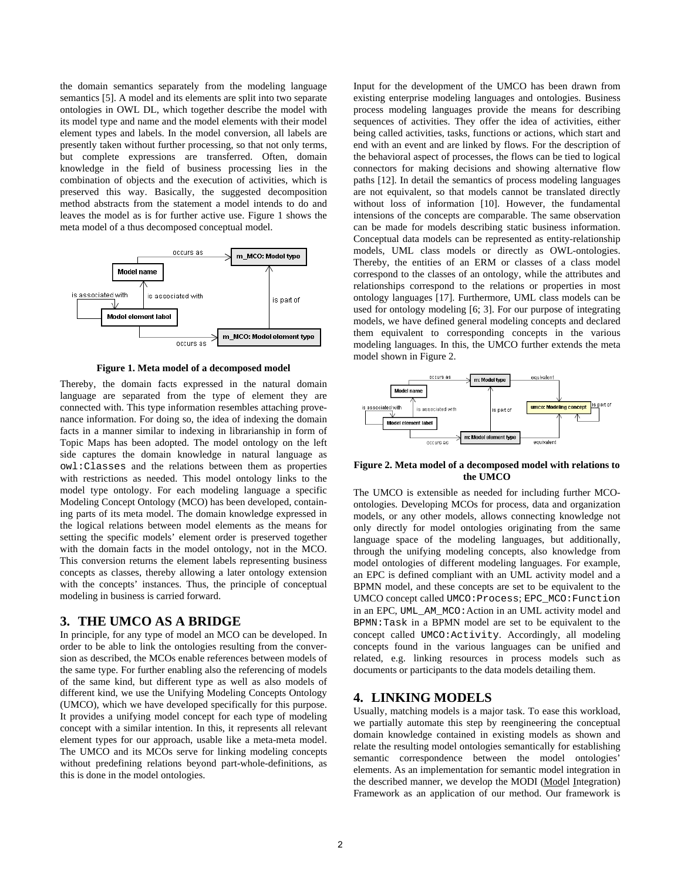the domain semantics separately from the modeling language semantics [5]. A model and its elements are split into two separate ontologies in OWL DL, which together describe the model with its model type and name and the model elements with their model element types and labels. In the model conversion, all labels are presently taken without further processing, so that not only terms, but complete expressions are transferred. Often, domain knowledge in the field of business processing lies in the combination of objects and the execution of activities, which is preserved this way. Basically, the suggested decomposition method abstracts from the statement a model intends to do and leaves the model as is for further active use. Figure 1 shows the meta model of a thus decomposed conceptual model.

**Figure 1. Meta model of a decomposed model**

Thereby, the domain facts expressed in the natural domain language are separated from the type of element they are connected with. This type information resembles attaching provenance information. For doing so, the idea of indexing the domain facts in a manner similar to indexing in librarianship in form of Topic Maps has been adopted. The model ontology on the left side captures the domain knowledge in natural language as `owl:Classes` and the relations between them as properties with restrictions as needed. This model ontology links to the model type ontology. For each modeling language a specific Modeling Concept Ontology (MCO) has been developed, containing parts of its meta model. The domain knowledge expressed in the logical relations between model elements as the means for setting the specific models' element order is preserved together with the domain facts in the model ontology, not in the MCO. This conversion returns the element labels representing business concepts as classes, thereby allowing a later ontology extension with the concepts' instances. Thus, the principle of conceptual modeling in business is carried forward.

## 3. THE UMCO AS A BRIDGE

In principle, for any type of model an MCO can be developed. In order to be able to link the ontologies resulting from the conversion as described, the MCOs enable references between models of the same type. For further enabling also the referencing of models of the same kind, but different type as well as also models of different kind, we use the Unifying Modeling Concepts Ontology (UMCO), which we have developed specifically for this purpose. It provides a unifying model concept for each type of modeling concept with a similar intention. In this, it represents all relevant element types for our approach, usable like a meta-meta model. The UMCO and its MCOs serve for linking modeling concepts without predefining relations beyond part-whole-definitions, as this is done in the model ontologies.

Input for the development of the UMCO has been drawn from existing enterprise modeling languages and ontologies. Business process modeling languages provide the means for describing sequences of activities. They offer the idea of activities, either being called activities, tasks, functions or actions, which start and end with an event and are linked by flows. For the description of the behavioral aspect of processes, the flows can be tied to logical connectors for making decisions and showing alternative flow paths [12]. In detail the semantics of process modeling languages are not equivalent, so that models cannot be translated directly without loss of information [10]. However, the fundamental intensions of the concepts are comparable. The same observation can be made for models describing static business information. Conceptual data models can be represented as entity-relationship models, UML class models or directly as OWL-ontologies. Thereby, the entities of an ERM or classes of a class model correspond to the classes of an ontology, while the attributes and relationships correspond to the relations or properties in most ontology languages [17]. Furthermore, UML class models can be used for ontology modeling [6; 3]. For our purpose of integrating models, we have defined general modeling concepts and declared them equivalent to corresponding concepts in the various modeling languages. In this, the UMCO further extends the meta model shown in Figure 2.

**Figure 2. Meta model of a decomposed model with relations to the UMCO**

The UMCO is extensible as needed for including further MCO-ontologies. Developing MCOs for process, data and organization models, or any other models, allows connecting knowledge not only directly for model ontologies originating from the same language space of the modeling languages, but additionally, through the unifying modeling concepts, also knowledge from model ontologies of different modeling languages. For example, an EPC is defined compliant with an UML activity model and a BPMN model, and these concepts are set to be equivalent to the UMCO concept called `UMCO:Process`; `EPC_MCO:Function` in an EPC, `UML_AM_MCO:`Action in an UML activity model and `BPMN:Task` in a BPMN model are set to be equivalent to the concept called `UMCO:Activity`. Accordingly, all modeling concepts found in the various languages can be unified and related, e.g. linking resources in process models such as documents or participants to the data models detailing them.

## 4. LINKING MODELS

Usually, matching models is a major task. To ease this workload, we partially automate this step by reengineering the conceptual domain knowledge contained in existing models as shown and relate the resulting model ontologies semantically for establishing semantic correspondence between the model ontologies' elements. As an implementation for semantic model integration in the described manner, we develop the MODI (Model Integration) Framework as an application of our method. Our framework is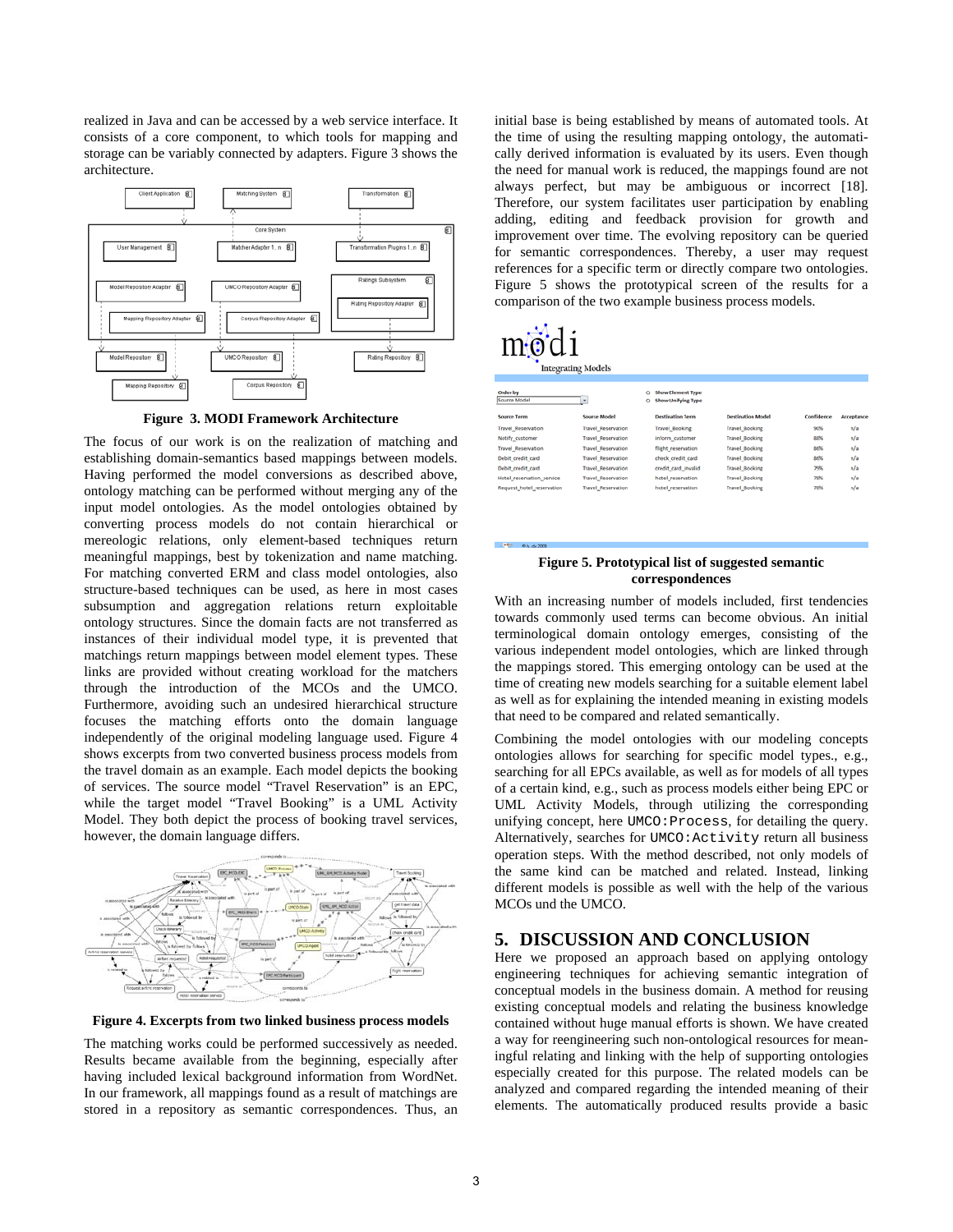realized in Java and can be accessed by a web service interface. It consists of a core component, to which tools for mapping and storage can be variably connected by adapters. Figure 3 shows the architecture.

**Figure 3. MODI Framework Architecture**

The focus of our work is on the realization of matching and establishing domain-semantics based mappings between models. Having performed the model conversions as described above, ontology matching can be performed without merging any of the input model ontologies. As the model ontologies obtained by converting process models do not contain hierarchical or mereologic relations, only element-based techniques return meaningful mappings, best by tokenization and name matching. For matching converted ERM and class model ontologies, also structure-based techniques can be used, as here in most cases subsumption and aggregation relations return exploitable ontology structures. Since the domain facts are not transferred as instances of their individual model type, it is prevented that matchings return mappings between model element types. These links are provided without creating workload for the matchers through the introduction of the MCOs and the UMCO. Furthermore, avoiding such an undesired hierarchical structure focuses the matching efforts onto the domain language independently of the original modeling language used. Figure 4 shows excerpts from two converted business process models from the travel domain as an example. Each model depicts the booking of services. The source model “Travel Reservation” is an EPC, while the target model “Travel Booking” is a UML Activity Model. They both depict the process of booking travel services, however, the domain language differs.

**Figure 4. Excerpts from two linked business process models**

The matching works could be performed successively as needed. Results became available from the beginning, especially after having included lexical background information from WordNet. In our framework, all mappings found as a result of matchings are stored in a repository as semantic correspondences. Thus, an initial base is being established by means of automated tools. At the time of using the resulting mapping ontology, the automatically derived information is evaluated by its users. Even though the need for manual work is reduced, the mappings found are not always perfect, but may be ambiguous or incorrect [18]. Therefore, our system facilitates user participation by enabling adding, editing and feedback provision for growth and improvement over time. The evolving repository can be queried for semantic correspondences. Thereby, a user may request references for a specific term or directly compare two ontologies. Figure 5 shows the prototypical screen of the results for a comparison of the two example business process models.

| Source Term | Source Model | Destination Term | Destination Model | Confidence | Acceptance |
|---|---|---|---|---|---|
| Travel_Reservation | Travel_Reservation | Travel_Booking | Travel_Booking | 90% | n/a |
| Notify_customer | Travel_Reservation | inform_customer | Travel_Booking | 88% | n/a |
| Travel_Reservation | Travel_Reservation | flight_reservation | Travel_Booking | 86% | n/a |
| Debit_credit_card | Travel_Reservation | check_credit_card | Travel_Booking | 86% | n/a |
| Debit_credit_card | Travel_Reservation | credit_card_invalid | Travel_Booking | 79% | n/a |
| Hotel_reservation_service | Travel_Reservation | hotel_reservation | Travel_Booking | 78% | n/a |
| Request_hotel_reservation | Travel_Reservation | hotel_reservation | Travel_Booking | 76% | n/a |

**Figure 5. Prototypical list of suggested semantic correspondences**

With an increasing number of models included, first tendencies towards commonly used terms can become obvious. An initial terminological domain ontology emerges, consisting of the various independent model ontologies, which are linked through the mappings stored. This emerging ontology can be used at the time of creating new models searching for a suitable element label as well as for explaining the intended meaning in existing models that need to be compared and related semantically.

Combining the model ontologies with our modeling concepts ontologies allows for searching for specific model types., e.g., searching for all EPCs available, as well as for models of all types of a certain kind, e.g., such as process models either being EPC or UML Activity Models, through utilizing the corresponding unifying concept, here `UMCO:Process`, for detailing the query. Alternatively, searches for `UMCO:Activity` return all business operation steps. With the method described, not only models of the same kind can be matched and related. Instead, linking different models is possible as well with the help of the various MCOs und the UMCO.

## 5. DISCUSSION AND CONCLUSION

Here we proposed an approach based on applying ontology engineering techniques for achieving semantic integration of conceptual models in the business domain. A method for reusing existing conceptual models and relating the business knowledge contained without huge manual efforts is shown. We have created a way for reengineering such non-ontological resources for meaningful relating and linking with the help of supporting ontologies especially created for this purpose. The related models can be analyzed and compared regarding the intended meaning of their elements. The automatically produced results provide a basic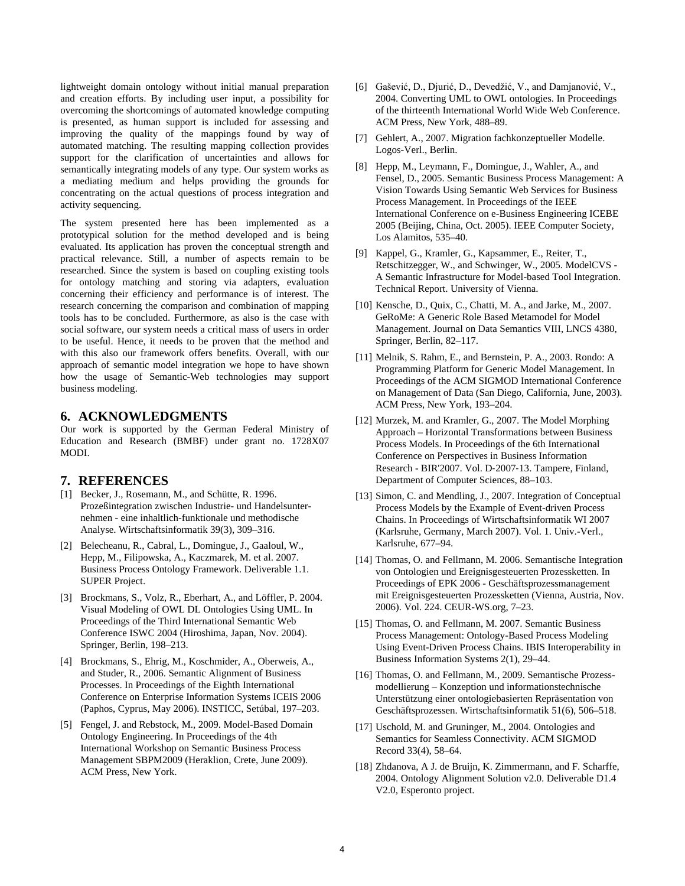lightweight domain ontology without initial manual preparation and creation efforts. By including user input, a possibility for overcoming the shortcomings of automated knowledge computing is presented, as human support is included for assessing and improving the quality of the mappings found by way of automated matching. The resulting mapping collection provides support for the clarification of uncertainties and allows for semantically integrating models of any type. Our system works as a mediating medium and helps providing the grounds for concentrating on the actual questions of process integration and activity sequencing.

The system presented here has been implemented as a prototypical solution for the method developed and is being evaluated. Its application has proven the conceptual strength and practical relevance. Still, a number of aspects remain to be researched. Since the system is based on coupling existing tools for ontology matching and storing via adapters, evaluation concerning their efficiency and performance is of interest. The research concerning the comparison and combination of mapping tools has to be concluded. Furthermore, as also is the case with social software, our system needs a critical mass of users in order to be useful. Hence, it needs to be proven that the method and with this also our framework offers benefits. Overall, with our approach of semantic model integration we hope to have shown how the usage of Semantic-Web technologies may support business modeling.

## 6. ACKNOWLEDGMENTS

Our work is supported by the German Federal Ministry of Education and Research (BMBF) under grant no. 1728X07 MODI.

## 7. REFERENCES

[1] Becker, J., Rosemann, M., and Schütte, R. 1996. Prozeßintegration zwischen Industrie- und Handelsunternehmen - eine inhaltlich-funktionale und methodische Analyse. Wirtschaftsinformatik 39(3), 309–316.

[2] Belecheanu, R., Cabral, L., Domingue, J., Gaaloul, W., Hepp, M., Filipowska, A., Kaczmarek, M. et al. 2007. Business Process Ontology Framework. Deliverable 1.1. SUPER Project.

[3] Brockmans, S., Volz, R., Eberhart, A., and Löffler, P. 2004. Visual Modeling of OWL DL Ontologies Using UML. In Proceedings of the Third International Semantic Web Conference ISWC 2004 (Hiroshima, Japan, Nov. 2004). Springer, Berlin, 198–213.

[4] Brockmans, S., Ehrig, M., Koschmider, A., Oberweis, A., and Studer, R., 2006. Semantic Alignment of Business Processes. In Proceedings of the Eighth International Conference on Enterprise Information Systems ICEIS 2006 (Paphos, Cyprus, May 2006). INSTICC, Setúbal, 197–203.

[5] Fengel, J. and Rebstock, M., 2009. Model-Based Domain Ontology Engineering. In Proceedings of the 4th International Workshop on Semantic Business Process Management SBPM2009 (Heraklion, Crete, June 2009). ACM Press, New York.

[6] Gašević, D., Djurić, D., Devedžić, V., and Damjanović, V., 2004. Converting UML to OWL ontologies. In Proceedings of the thirteenth International World Wide Web Conference. ACM Press, New York, 488–89.

[7] Gehlert, A., 2007. Migration fachkonzeptueller Modelle. Logos-Verl., Berlin.

[8] Hepp, M., Leymann, F., Domingue, J., Wahler, A., and Fensel, D., 2005. Semantic Business Process Management: A Vision Towards Using Semantic Web Services for Business Process Management. In Proceedings of the IEEE International Conference on e-Business Engineering ICEBE 2005 (Beijing, China, Oct. 2005). IEEE Computer Society, Los Alamitos, 535–40.

[9] Kappel, G., Kramler, G., Kapsammer, E., Reiter, T., Retschitzegger, W., and Schwinger, W., 2005. ModelCVS - A Semantic Infrastructure for Model-based Tool Integration. Technical Report. University of Vienna.

[10] Kensche, D., Quix, C., Chatti, M. A., and Jarke, M., 2007. GeRoMe: A Generic Role Based Metamodel for Model Management. Journal on Data Semantics VIII, LNCS 4380, Springer, Berlin, 82–117.

[11] Melnik, S. Rahm, E., and Bernstein, P. A., 2003. Rondo: A Programming Platform for Generic Model Management. In Proceedings of the ACM SIGMOD International Conference on Management of Data (San Diego, California, June, 2003). ACM Press, New York, 193–204.

[12] Murzek, M. and Kramler, G., 2007. The Model Morphing Approach – Horizontal Transformations between Business Process Models. In Proceedings of the 6th International Conference on Perspectives in Business Information Research - BIR'2007. Vol. D-2007-13. Tampere, Finland, Department of Computer Sciences, 88–103.

[13] Simon, C. and Mendling, J., 2007. Integration of Conceptual Process Models by the Example of Event-driven Process Chains. In Proceedings of Wirtschaftsinformatik WI 2007 (Karlsruhe, Germany, March 2007). Vol. 1. Univ.-Verl., Karlsruhe, 677–94.

[14] Thomas, O. and Fellmann, M. 2006. Semantische Integration von Ontologien und Ereignisgesteuerten Prozessketten. In Proceedings of EPK 2006 - Geschäftsprozessmanagement mit Ereignisgesteuerten Prozessketten (Vienna, Austria, Nov. 2006). Vol. 224. CEUR-WS.org, 7–23.

[15] Thomas, O. and Fellmann, M. 2007. Semantic Business Process Management: Ontology-Based Process Modeling Using Event-Driven Process Chains. IBIS Interoperability in Business Information Systems 2(1), 29–44.

[16] Thomas, O. and Fellmann, M., 2009. Semantische Prozessmodellierung – Konzeption und informationstechnische Unterstützung einer ontologiebasierten Repräsentation von Geschäftsprozessen. Wirtschaftsinformatik 51(6), 506–518.

[17] Uschold, M. and Gruninger, M., 2004. Ontologies and Semantics for Seamless Connectivity. ACM SIGMOD Record 33(4), 58–64.

[18] Zhdanova, A J. de Bruijn, K. Zimmermann, and F. Scharffe, 2004. Ontology Alignment Solution v2.0. Deliverable D1.4 V2.0, Esperonto project.